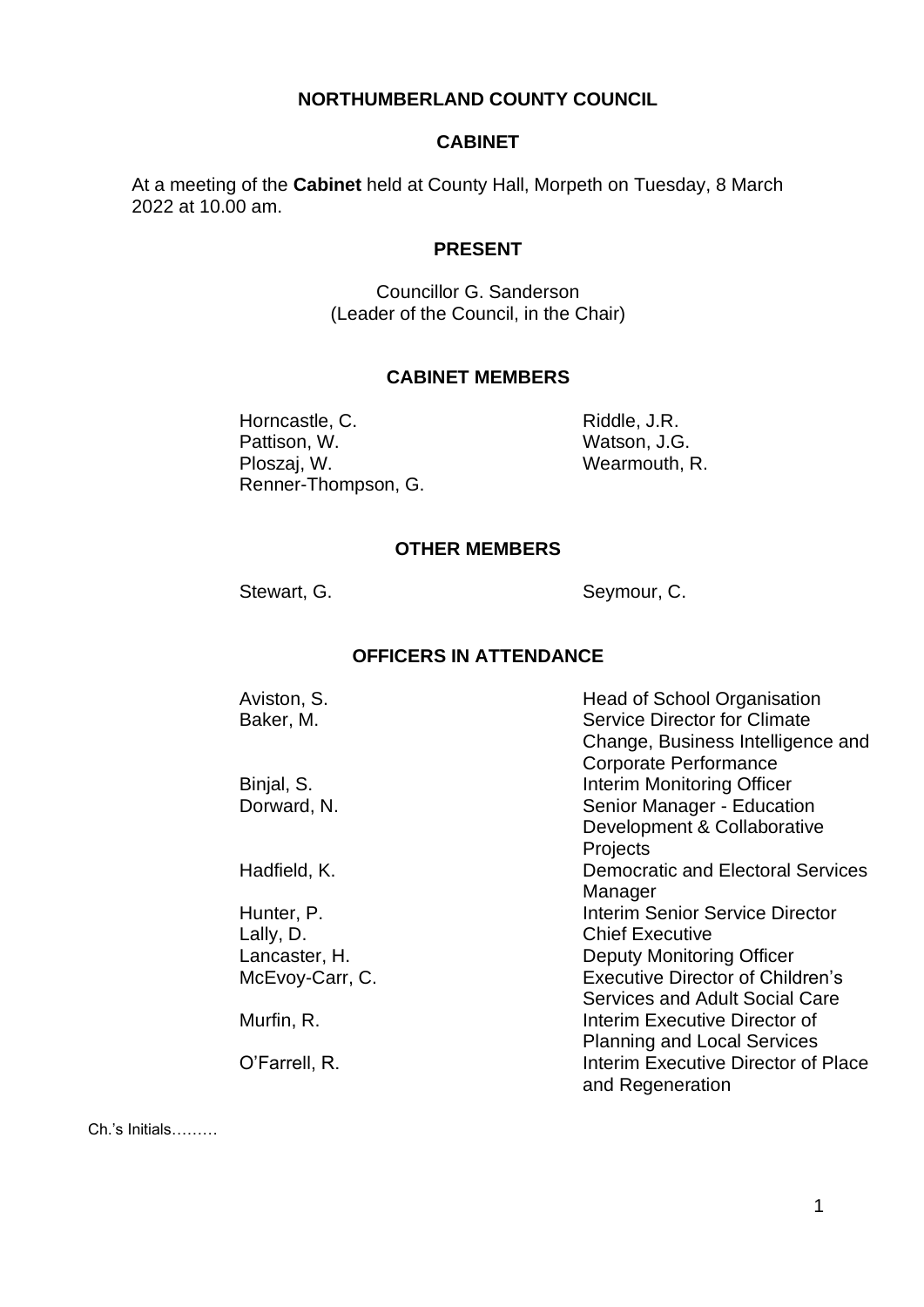# NORTHUMBERLAND COUNTY COUNCIL

## CABINET

At a meeting of the **Cabinet** held at County Hall, Morpeth on Tuesday, 8 March 2022 at 10.00 am.

### PRESENT

Councillor G. Sanderson
(Leader of the Council, in the Chair)

### CABINET MEMBERS

| | |
|---|---|
| Horncastle, C. | Riddle, J.R. |
| Pattison, W. | Watson, J.G. |
| Ploszaj, W. | Wearmouth, R. |
| Renner-Thompson, G. | |

### OTHER MEMBERS

| | |
|---|---|
| Stewart, G. | Seymour, C. |

### OFFICERS IN ATTENDANCE

| | |
|---|---|
| Aviston, S. | Head of School Organisation |
| Baker, M. | Service Director for Climate Change, Business Intelligence and Corporate Performance |
| Binjal, S. | Interim Monitoring Officer |
| Dorward, N. | Senior Manager - Education Development & Collaborative Projects |
| Hadfield, K. | Democratic and Electoral Services Manager |
| Hunter, P. | Interim Senior Service Director |
| Lally, D. | Chief Executive |
| Lancaster, H. | Deputy Monitoring Officer |
| McEvoy-Carr, C. | Executive Director of Children's Services and Adult Social Care |
| Murfin, R. | Interim Executive Director of Planning and Local Services |
| O'Farrell, R. | Interim Executive Director of Place and Regeneration |

Ch.'s Initials………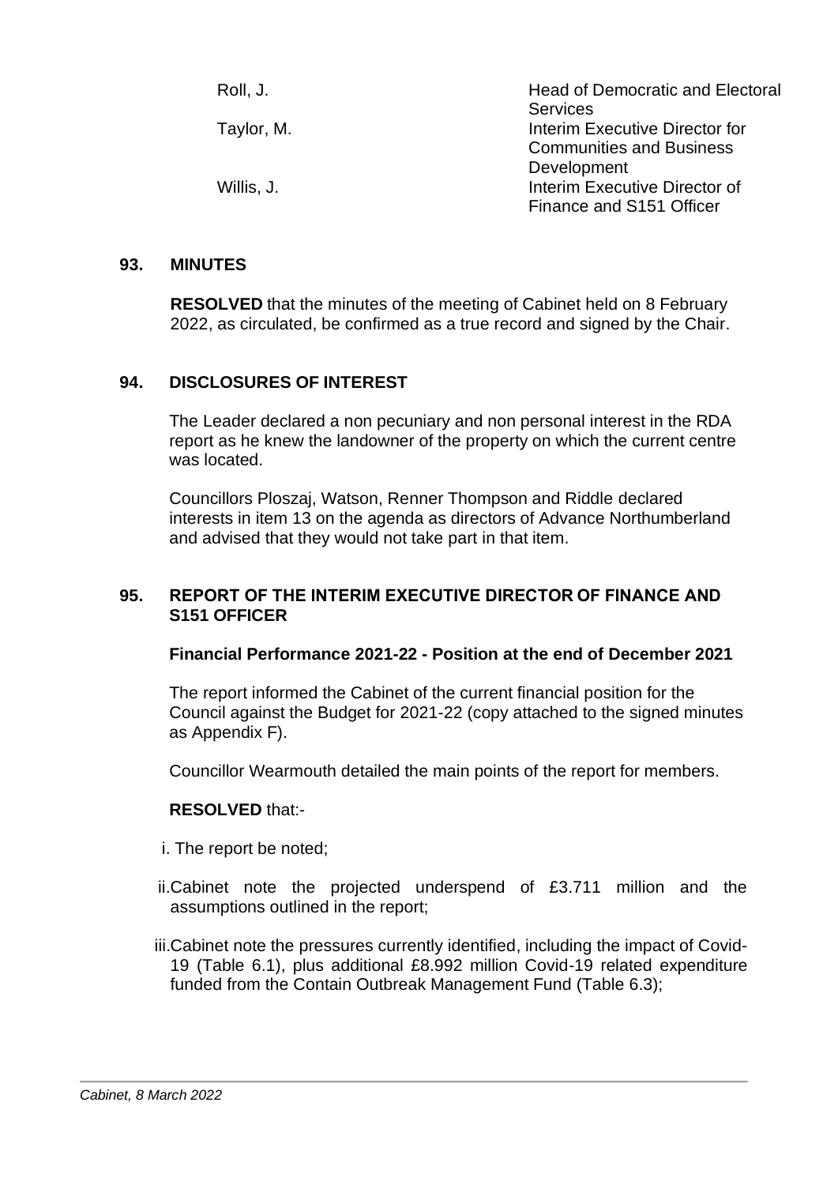| | |
|---|---|
| Roll, J. | Head of Democratic and Electoral Services |
| Taylor, M. | Interim Executive Director for Communities and Business Development |
| Willis, J. | Interim Executive Director of Finance and S151 Officer |

## 93. MINUTES

**RESOLVED** that the minutes of the meeting of Cabinet held on 8 February 2022, as circulated, be confirmed as a true record and signed by the Chair.

## 94. DISCLOSURES OF INTEREST

The Leader declared a non pecuniary and non personal interest in the RDA report as he knew the landowner of the property on which the current centre was located.

Councillors Ploszaj, Watson, Renner Thompson and Riddle declared interests in item 13 on the agenda as directors of Advance Northumberland and advised that they would not take part in that item.

## 95. REPORT OF THE INTERIM EXECUTIVE DIRECTOR OF FINANCE AND S151 OFFICER

### Financial Performance 2021-22 - Position at the end of December 2021

The report informed the Cabinet of the current financial position for the Council against the Budget for 2021-22 (copy attached to the signed minutes as Appendix F).

Councillor Wearmouth detailed the main points of the report for members.

**RESOLVED** that:-

i. The report be noted;

ii. Cabinet note the projected underspend of £3.711 million and the assumptions outlined in the report;

iii. Cabinet note the pressures currently identified, including the impact of Covid-19 (Table 6.1), plus additional £8.992 million Covid-19 related expenditure funded from the Contain Outbreak Management Fund (Table 6.3);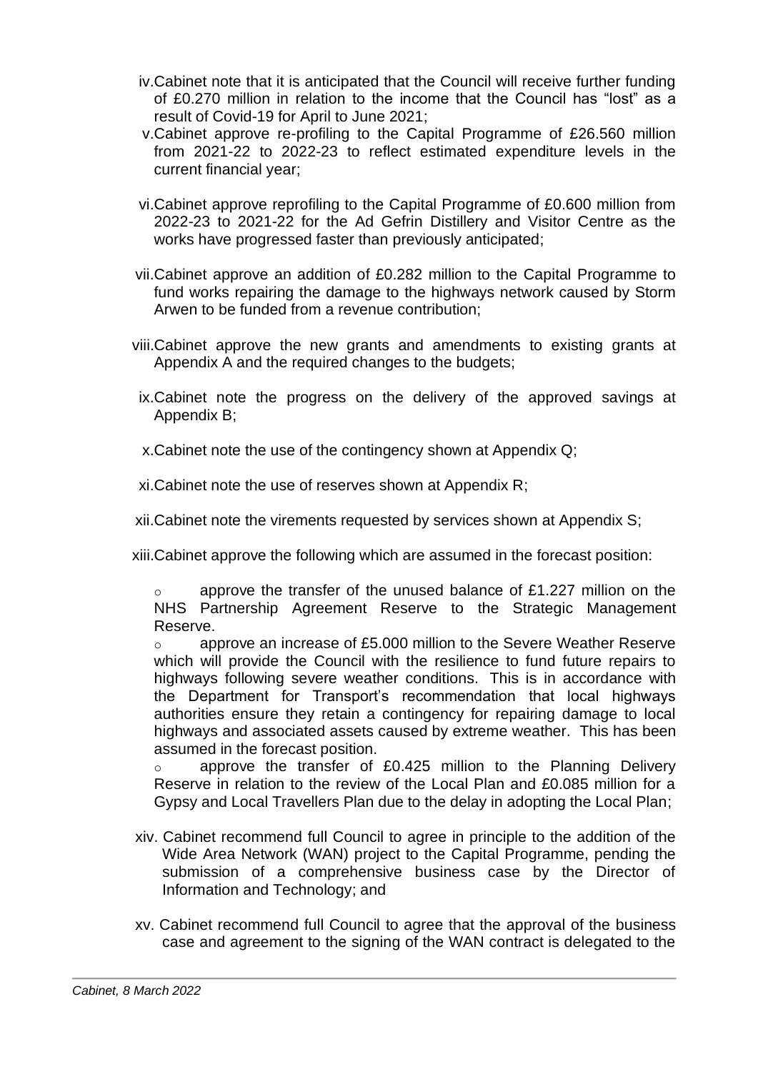iv. Cabinet note that it is anticipated that the Council will receive further funding of £0.270 million in relation to the income that the Council has "lost" as a result of Covid-19 for April to June 2021;

v. Cabinet approve re-profiling to the Capital Programme of £26.560 million from 2021-22 to 2022-23 to reflect estimated expenditure levels in the current financial year;

vi. Cabinet approve reprofiling to the Capital Programme of £0.600 million from 2022-23 to 2021-22 for the Ad Gefrin Distillery and Visitor Centre as the works have progressed faster than previously anticipated;

vii. Cabinet approve an addition of £0.282 million to the Capital Programme to fund works repairing the damage to the highways network caused by Storm Arwen to be funded from a revenue contribution;

viii. Cabinet approve the new grants and amendments to existing grants at Appendix A and the required changes to the budgets;

ix. Cabinet note the progress on the delivery of the approved savings at Appendix B;

x. Cabinet note the use of the contingency shown at Appendix Q;

xi. Cabinet note the use of reserves shown at Appendix R;

xii. Cabinet note the virements requested by services shown at Appendix S;

xiii. Cabinet approve the following which are assumed in the forecast position:

- approve the transfer of the unused balance of £1.227 million on the NHS Partnership Agreement Reserve to the Strategic Management Reserve.
- approve an increase of £5.000 million to the Severe Weather Reserve which will provide the Council with the resilience to fund future repairs to highways following severe weather conditions. This is in accordance with the Department for Transport's recommendation that local highways authorities ensure they retain a contingency for repairing damage to local highways and associated assets caused by extreme weather. This has been assumed in the forecast position.
- approve the transfer of £0.425 million to the Planning Delivery Reserve in relation to the review of the Local Plan and £0.085 million for a Gypsy and Local Travellers Plan due to the delay in adopting the Local Plan;

xiv. Cabinet recommend full Council to agree in principle to the addition of the Wide Area Network (WAN) project to the Capital Programme, pending the submission of a comprehensive business case by the Director of Information and Technology; and

xv. Cabinet recommend full Council to agree that the approval of the business case and agreement to the signing of the WAN contract is delegated to the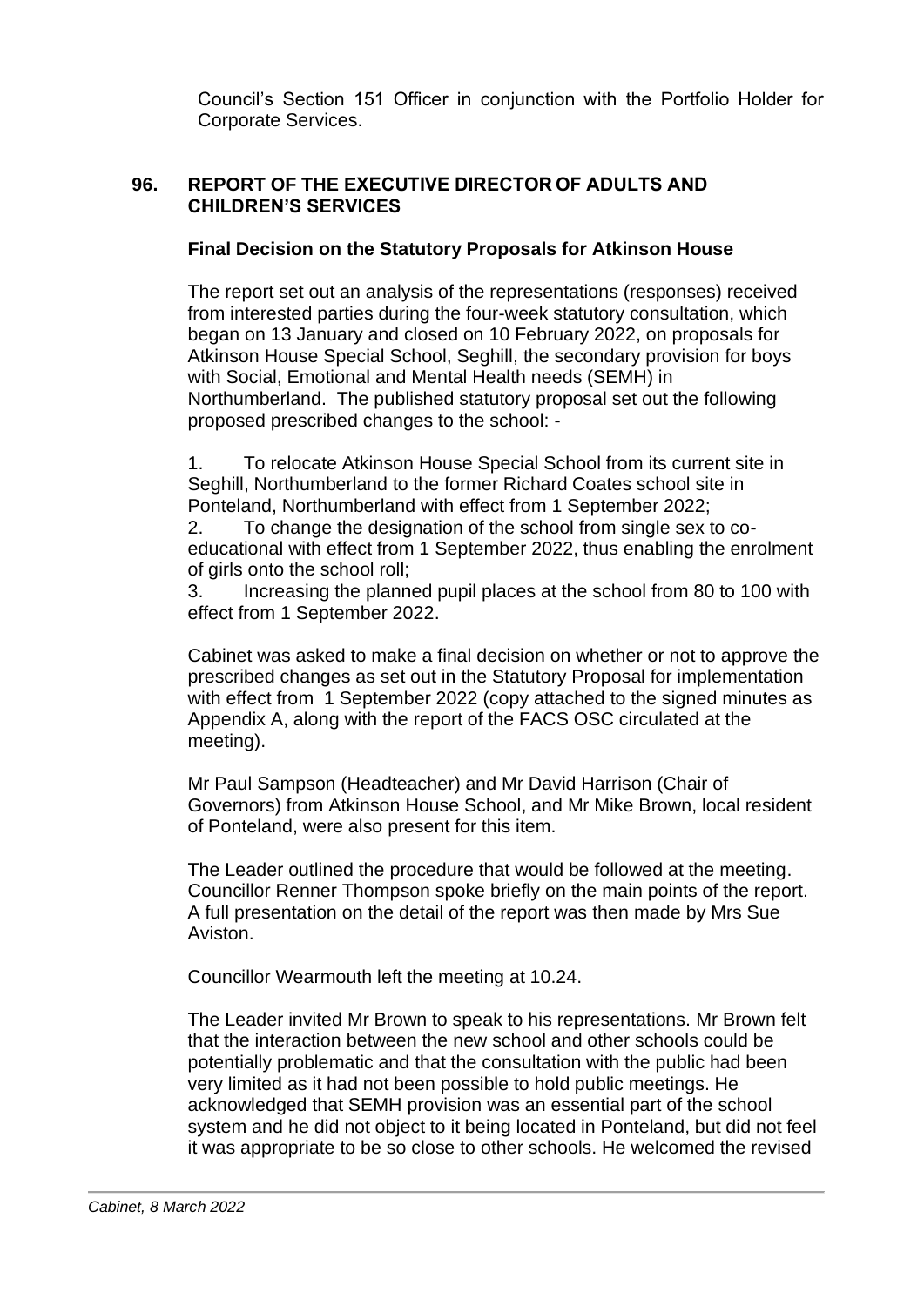Council's Section 151 Officer in conjunction with the Portfolio Holder for Corporate Services.

## 96. REPORT OF THE EXECUTIVE DIRECTOR OF ADULTS AND CHILDREN'S SERVICES

### Final Decision on the Statutory Proposals for Atkinson House

The report set out an analysis of the representations (responses) received from interested parties during the four-week statutory consultation, which began on 13 January and closed on 10 February 2022, on proposals for Atkinson House Special School, Seghill, the secondary provision for boys with Social, Emotional and Mental Health needs (SEMH) in Northumberland. The published statutory proposal set out the following proposed prescribed changes to the school: -

1. To relocate Atkinson House Special School from its current site in Seghill, Northumberland to the former Richard Coates school site in Ponteland, Northumberland with effect from 1 September 2022;
2. To change the designation of the school from single sex to co-educational with effect from 1 September 2022, thus enabling the enrolment of girls onto the school roll;
3. Increasing the planned pupil places at the school from 80 to 100 with effect from 1 September 2022.

Cabinet was asked to make a final decision on whether or not to approve the prescribed changes as set out in the Statutory Proposal for implementation with effect from 1 September 2022 (copy attached to the signed minutes as Appendix A, along with the report of the FACS OSC circulated at the meeting).

Mr Paul Sampson (Headteacher) and Mr David Harrison (Chair of Governors) from Atkinson House School, and Mr Mike Brown, local resident of Ponteland, were also present for this item.

The Leader outlined the procedure that would be followed at the meeting. Councillor Renner Thompson spoke briefly on the main points of the report. A full presentation on the detail of the report was then made by Mrs Sue Aviston.

Councillor Wearmouth left the meeting at 10.24.

The Leader invited Mr Brown to speak to his representations. Mr Brown felt that the interaction between the new school and other schools could be potentially problematic and that the consultation with the public had been very limited as it had not been possible to hold public meetings. He acknowledged that SEMH provision was an essential part of the school system and he did not object to it being located in Ponteland, but did not feel it was appropriate to be so close to other schools. He welcomed the revised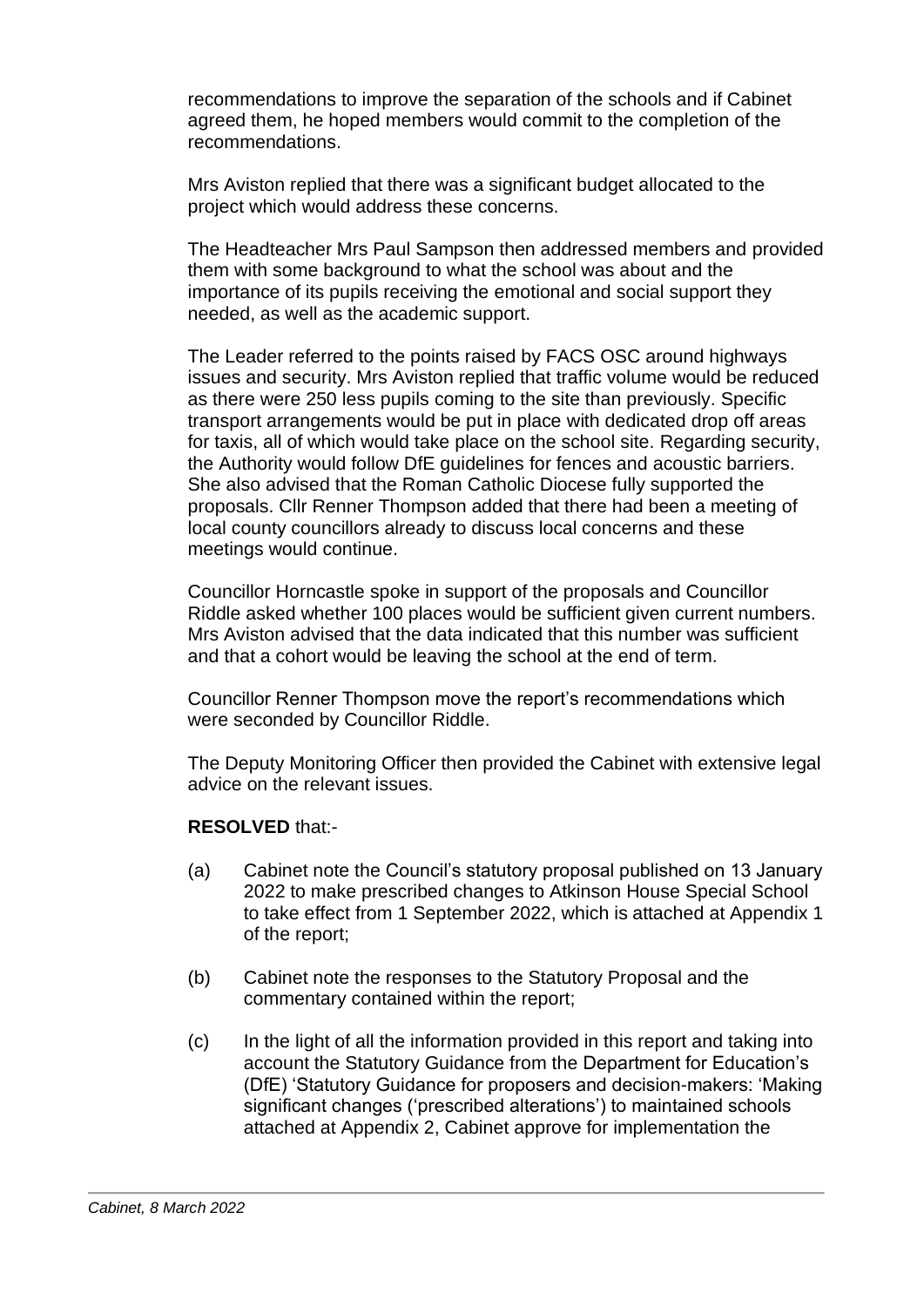recommendations to improve the separation of the schools and if Cabinet agreed them, he hoped members would commit to the completion of the recommendations.

Mrs Aviston replied that there was a significant budget allocated to the project which would address these concerns.

The Headteacher Mrs Paul Sampson then addressed members and provided them with some background to what the school was about and the importance of its pupils receiving the emotional and social support they needed, as well as the academic support.

The Leader referred to the points raised by FACS OSC around highways issues and security. Mrs Aviston replied that traffic volume would be reduced as there were 250 less pupils coming to the site than previously. Specific transport arrangements would be put in place with dedicated drop off areas for taxis, all of which would take place on the school site. Regarding security, the Authority would follow DfE guidelines for fences and acoustic barriers. She also advised that the Roman Catholic Diocese fully supported the proposals. Cllr Renner Thompson added that there had been a meeting of local county councillors already to discuss local concerns and these meetings would continue.

Councillor Horncastle spoke in support of the proposals and Councillor Riddle asked whether 100 places would be sufficient given current numbers. Mrs Aviston advised that the data indicated that this number was sufficient and that a cohort would be leaving the school at the end of term.

Councillor Renner Thompson move the report's recommendations which were seconded by Councillor Riddle.

The Deputy Monitoring Officer then provided the Cabinet with extensive legal advice on the relevant issues.

**RESOLVED** that:-

(a) Cabinet note the Council's statutory proposal published on 13 January 2022 to make prescribed changes to Atkinson House Special School to take effect from 1 September 2022, which is attached at Appendix 1 of the report;

(b) Cabinet note the responses to the Statutory Proposal and the commentary contained within the report;

(c) In the light of all the information provided in this report and taking into account the Statutory Guidance from the Department for Education's (DfE) 'Statutory Guidance for proposers and decision-makers: 'Making significant changes ('prescribed alterations') to maintained schools attached at Appendix 2, Cabinet approve for implementation the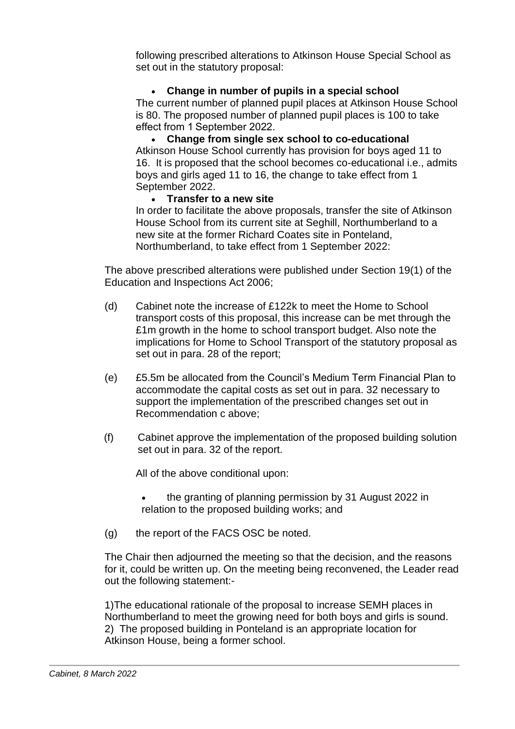following prescribed alterations to Atkinson House Special School as set out in the statutory proposal:

- **Change in number of pupils in a special school**

The current number of planned pupil places at Atkinson House School is 80. The proposed number of planned pupil places is 100 to take effect from 1 September 2022.

- **Change from single sex school to co-educational**

Atkinson House School currently has provision for boys aged 11 to 16. It is proposed that the school becomes co-educational i.e., admits boys and girls aged 11 to 16, the change to take effect from 1 September 2022.

- **Transfer to a new site**

In order to facilitate the above proposals, transfer the site of Atkinson House School from its current site at Seghill, Northumberland to a new site at the former Richard Coates site in Ponteland, Northumberland, to take effect from 1 September 2022:

The above prescribed alterations were published under Section 19(1) of the Education and Inspections Act 2006;

(d) Cabinet note the increase of £122k to meet the Home to School transport costs of this proposal, this increase can be met through the £1m growth in the home to school transport budget. Also note the implications for Home to School Transport of the statutory proposal as set out in para. 28 of the report;

(e) £5.5m be allocated from the Council's Medium Term Financial Plan to accommodate the capital costs as set out in para. 32 necessary to support the implementation of the prescribed changes set out in Recommendation c above;

(f) Cabinet approve the implementation of the proposed building solution set out in para. 32 of the report.

All of the above conditional upon:

- the granting of planning permission by 31 August 2022 in relation to the proposed building works; and

(g) the report of the FACS OSC be noted.

The Chair then adjourned the meeting so that the decision, and the reasons for it, could be written up. On the meeting being reconvened, the Leader read out the following statement:-

1)The educational rationale of the proposal to increase SEMH places in Northumberland to meet the growing need for both boys and girls is sound.
2) The proposed building in Ponteland is an appropriate location for Atkinson House, being a former school.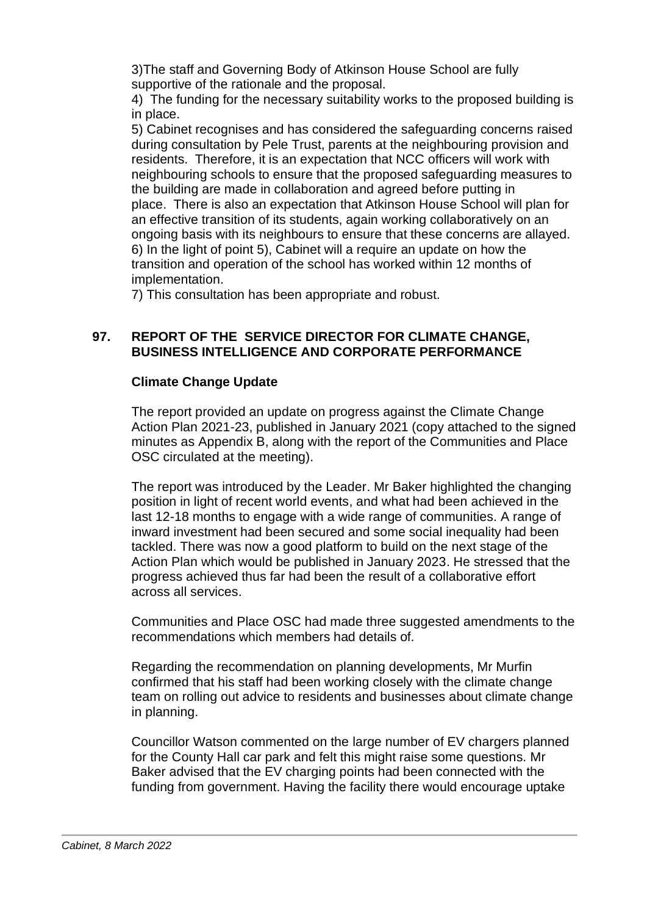3)The staff and Governing Body of Atkinson House School are fully supportive of the rationale and the proposal.

4) The funding for the necessary suitability works to the proposed building is in place.

5) Cabinet recognises and has considered the safeguarding concerns raised during consultation by Pele Trust, parents at the neighbouring provision and residents. Therefore, it is an expectation that NCC officers will work with neighbouring schools to ensure that the proposed safeguarding measures to the building are made in collaboration and agreed before putting in place. There is also an expectation that Atkinson House School will plan for an effective transition of its students, again working collaboratively on an ongoing basis with its neighbours to ensure that these concerns are allayed.

6) In the light of point 5), Cabinet will a require an update on how the transition and operation of the school has worked within 12 months of implementation.

7) This consultation has been appropriate and robust.

## 97. REPORT OF THE SERVICE DIRECTOR FOR CLIMATE CHANGE, BUSINESS INTELLIGENCE AND CORPORATE PERFORMANCE

### Climate Change Update

The report provided an update on progress against the Climate Change Action Plan 2021-23, published in January 2021 (copy attached to the signed minutes as Appendix B, along with the report of the Communities and Place OSC circulated at the meeting).

The report was introduced by the Leader. Mr Baker highlighted the changing position in light of recent world events, and what had been achieved in the last 12-18 months to engage with a wide range of communities. A range of inward investment had been secured and some social inequality had been tackled. There was now a good platform to build on the next stage of the Action Plan which would be published in January 2023. He stressed that the progress achieved thus far had been the result of a collaborative effort across all services.

Communities and Place OSC had made three suggested amendments to the recommendations which members had details of.

Regarding the recommendation on planning developments, Mr Murfin confirmed that his staff had been working closely with the climate change team on rolling out advice to residents and businesses about climate change in planning.

Councillor Watson commented on the large number of EV chargers planned for the County Hall car park and felt this might raise some questions. Mr Baker advised that the EV charging points had been connected with the funding from government. Having the facility there would encourage uptake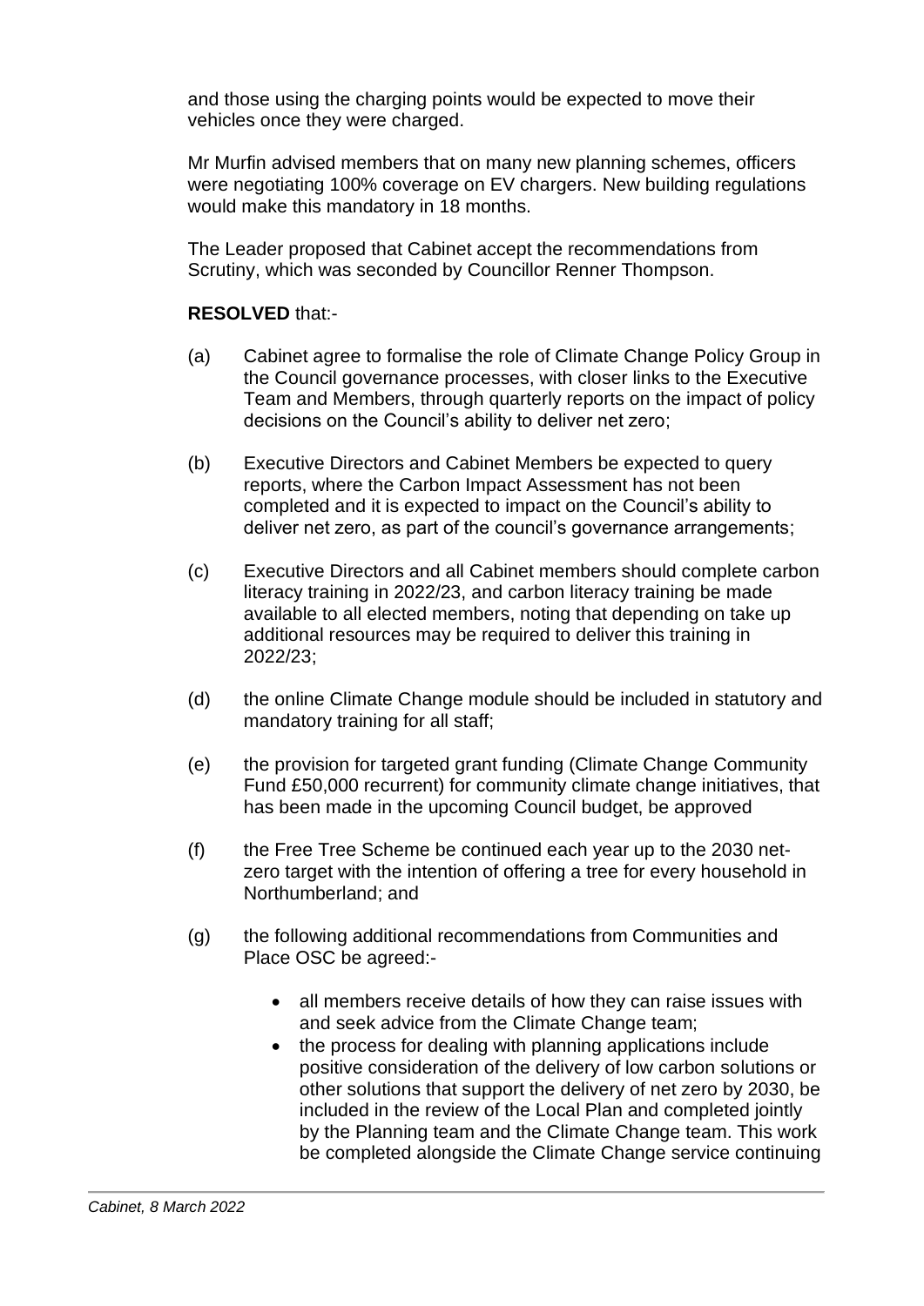and those using the charging points would be expected to move their vehicles once they were charged.

Mr Murfin advised members that on many new planning schemes, officers were negotiating 100% coverage on EV chargers. New building regulations would make this mandatory in 18 months.

The Leader proposed that Cabinet accept the recommendations from Scrutiny, which was seconded by Councillor Renner Thompson.

**RESOLVED** that:-

(a) Cabinet agree to formalise the role of Climate Change Policy Group in the Council governance processes, with closer links to the Executive Team and Members, through quarterly reports on the impact of policy decisions on the Council's ability to deliver net zero;

(b) Executive Directors and Cabinet Members be expected to query reports, where the Carbon Impact Assessment has not been completed and it is expected to impact on the Council's ability to deliver net zero, as part of the council's governance arrangements;

(c) Executive Directors and all Cabinet members should complete carbon literacy training in 2022/23, and carbon literacy training be made available to all elected members, noting that depending on take up additional resources may be required to deliver this training in 2022/23;

(d) the online Climate Change module should be included in statutory and mandatory training for all staff;

(e) the provision for targeted grant funding (Climate Change Community Fund £50,000 recurrent) for community climate change initiatives, that has been made in the upcoming Council budget, be approved

(f) the Free Tree Scheme be continued each year up to the 2030 net-zero target with the intention of offering a tree for every household in Northumberland; and

(g) the following additional recommendations from Communities and Place OSC be agreed:-

- all members receive details of how they can raise issues with and seek advice from the Climate Change team;
- the process for dealing with planning applications include positive consideration of the delivery of low carbon solutions or other solutions that support the delivery of net zero by 2030, be included in the review of the Local Plan and completed jointly by the Planning team and the Climate Change team. This work be completed alongside the Climate Change service continuing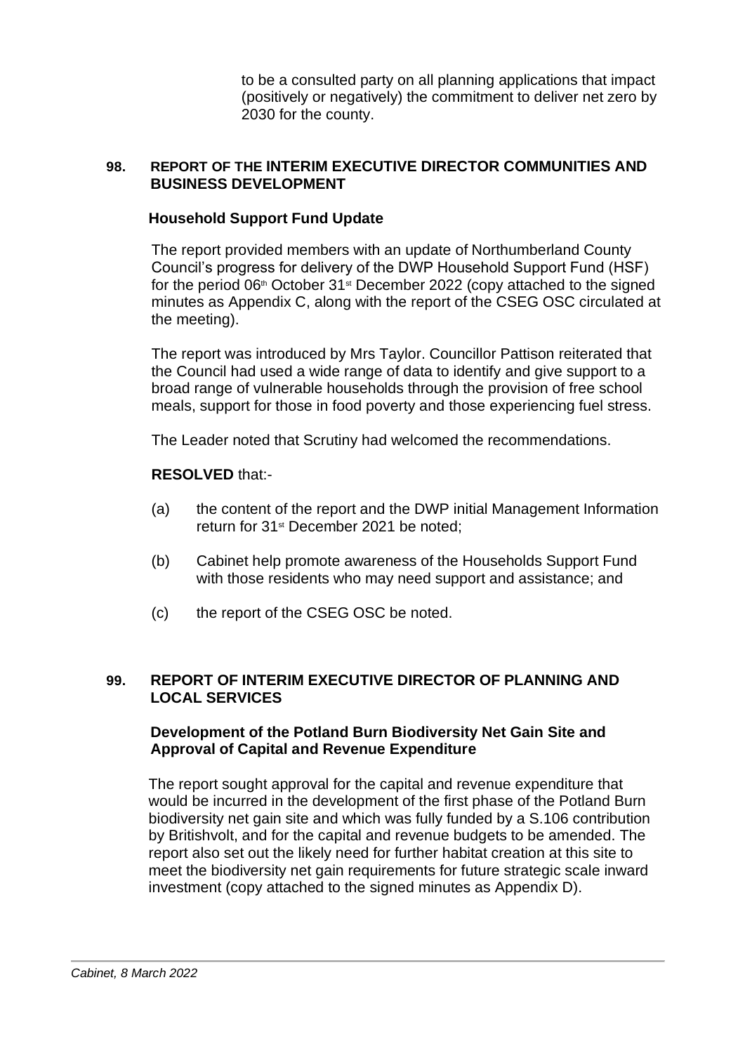to be a consulted party on all planning applications that impact (positively or negatively) the commitment to deliver net zero by 2030 for the county.

**98. REPORT OF THE INTERIM EXECUTIVE DIRECTOR COMMUNITIES AND BUSINESS DEVELOPMENT**

**Household Support Fund Update**

The report provided members with an update of Northumberland County Council's progress for delivery of the DWP Household Support Fund (HSF) for the period 06th October 31st December 2022 (copy attached to the signed minutes as Appendix C, along with the report of the CSEG OSC circulated at the meeting).

The report was introduced by Mrs Taylor. Councillor Pattison reiterated that the Council had used a wide range of data to identify and give support to a broad range of vulnerable households through the provision of free school meals, support for those in food poverty and those experiencing fuel stress.

The Leader noted that Scrutiny had welcomed the recommendations.

**RESOLVED** that:-

(a) the content of the report and the DWP initial Management Information return for 31st December 2021 be noted;

(b) Cabinet help promote awareness of the Households Support Fund with those residents who may need support and assistance; and

(c) the report of the CSEG OSC be noted.

**99. REPORT OF INTERIM EXECUTIVE DIRECTOR OF PLANNING AND LOCAL SERVICES**

**Development of the Potland Burn Biodiversity Net Gain Site and Approval of Capital and Revenue Expenditure**

The report sought approval for the capital and revenue expenditure that would be incurred in the development of the first phase of the Potland Burn biodiversity net gain site and which was fully funded by a S.106 contribution by Britishvolt, and for the capital and revenue budgets to be amended. The report also set out the likely need for further habitat creation at this site to meet the biodiversity net gain requirements for future strategic scale inward investment (copy attached to the signed minutes as Appendix D).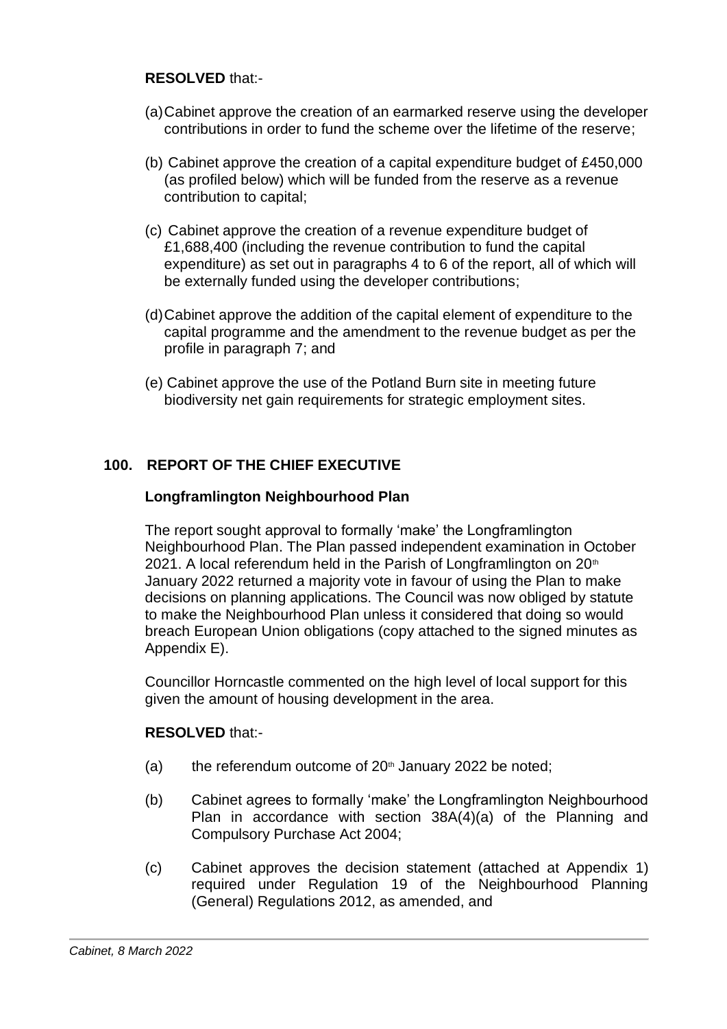**RESOLVED** that:-

(a) Cabinet approve the creation of an earmarked reserve using the developer contributions in order to fund the scheme over the lifetime of the reserve;

(b) Cabinet approve the creation of a capital expenditure budget of £450,000 (as profiled below) which will be funded from the reserve as a revenue contribution to capital;

(c) Cabinet approve the creation of a revenue expenditure budget of £1,688,400 (including the revenue contribution to fund the capital expenditure) as set out in paragraphs 4 to 6 of the report, all of which will be externally funded using the developer contributions;

(d) Cabinet approve the addition of the capital element of expenditure to the capital programme and the amendment to the revenue budget as per the profile in paragraph 7; and

(e) Cabinet approve the use of the Potland Burn site in meeting future biodiversity net gain requirements for strategic employment sites.

## 100. REPORT OF THE CHIEF EXECUTIVE

### Longframlington Neighbourhood Plan

The report sought approval to formally 'make' the Longframlington Neighbourhood Plan. The Plan passed independent examination in October 2021. A local referendum held in the Parish of Longframlington on 20th January 2022 returned a majority vote in favour of using the Plan to make decisions on planning applications. The Council was now obliged by statute to make the Neighbourhood Plan unless it considered that doing so would breach European Union obligations (copy attached to the signed minutes as Appendix E).

Councillor Horncastle commented on the high level of local support for this given the amount of housing development in the area.

**RESOLVED** that:-

(a) the referendum outcome of 20th January 2022 be noted;

(b) Cabinet agrees to formally 'make' the Longframlington Neighbourhood Plan in accordance with section 38A(4)(a) of the Planning and Compulsory Purchase Act 2004;

(c) Cabinet approves the decision statement (attached at Appendix 1) required under Regulation 19 of the Neighbourhood Planning (General) Regulations 2012, as amended, and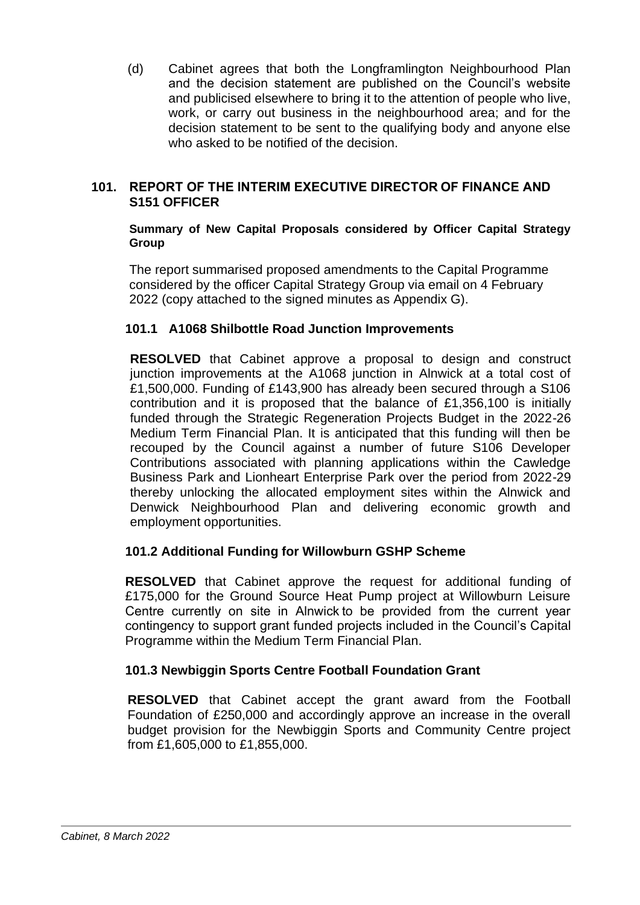(d) Cabinet agrees that both the Longframlington Neighbourhood Plan and the decision statement are published on the Council's website and publicised elsewhere to bring it to the attention of people who live, work, or carry out business in the neighbourhood area; and for the decision statement to be sent to the qualifying body and anyone else who asked to be notified of the decision.

## 101. REPORT OF THE INTERIM EXECUTIVE DIRECTOR OF FINANCE AND S151 OFFICER

**Summary of New Capital Proposals considered by Officer Capital Strategy Group**

The report summarised proposed amendments to the Capital Programme considered by the officer Capital Strategy Group via email on 4 February 2022 (copy attached to the signed minutes as Appendix G).

### 101.1 A1068 Shilbottle Road Junction Improvements

**RESOLVED** that Cabinet approve a proposal to design and construct junction improvements at the A1068 junction in Alnwick at a total cost of £1,500,000. Funding of £143,900 has already been secured through a S106 contribution and it is proposed that the balance of £1,356,100 is initially funded through the Strategic Regeneration Projects Budget in the 2022-26 Medium Term Financial Plan. It is anticipated that this funding will then be recouped by the Council against a number of future S106 Developer Contributions associated with planning applications within the Cawledge Business Park and Lionheart Enterprise Park over the period from 2022-29 thereby unlocking the allocated employment sites within the Alnwick and Denwick Neighbourhood Plan and delivering economic growth and employment opportunities.

### 101.2 Additional Funding for Willowburn GSHP Scheme

**RESOLVED** that Cabinet approve the request for additional funding of £175,000 for the Ground Source Heat Pump project at Willowburn Leisure Centre currently on site in Alnwick to be provided from the current year contingency to support grant funded projects included in the Council's Capital Programme within the Medium Term Financial Plan.

### 101.3 Newbiggin Sports Centre Football Foundation Grant

**RESOLVED** that Cabinet accept the grant award from the Football Foundation of £250,000 and accordingly approve an increase in the overall budget provision for the Newbiggin Sports and Community Centre project from £1,605,000 to £1,855,000.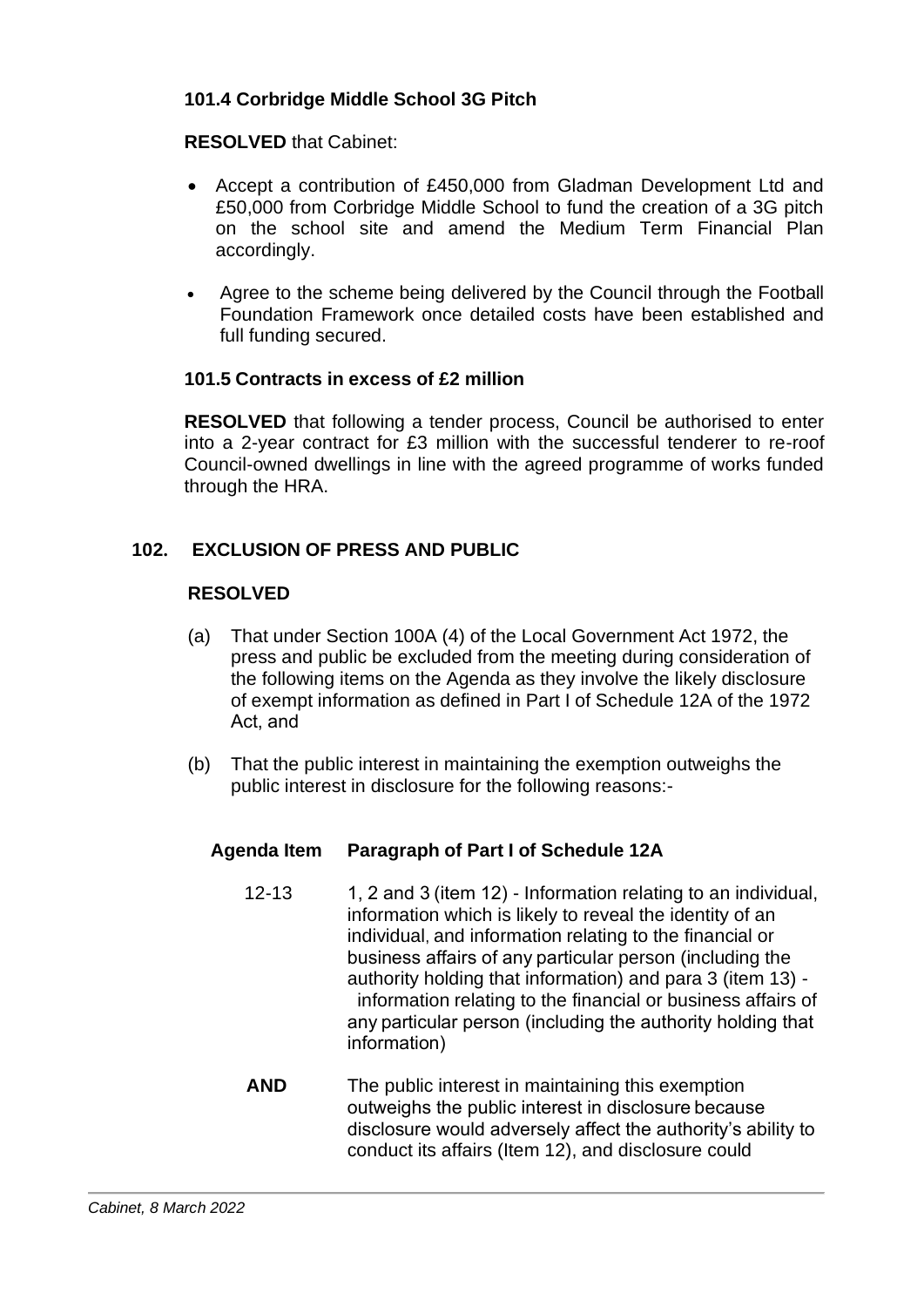### 101.4 Corbridge Middle School 3G Pitch

**RESOLVED** that Cabinet:

- Accept a contribution of £450,000 from Gladman Development Ltd and £50,000 from Corbridge Middle School to fund the creation of a 3G pitch on the school site and amend the Medium Term Financial Plan accordingly.
- Agree to the scheme being delivered by the Council through the Football Foundation Framework once detailed costs have been established and full funding secured.

### 101.5 Contracts in excess of £2 million

**RESOLVED** that following a tender process, Council be authorised to enter into a 2-year contract for £3 million with the successful tenderer to re-roof Council-owned dwellings in line with the agreed programme of works funded through the HRA.

## 102. EXCLUSION OF PRESS AND PUBLIC

**RESOLVED**

(a) That under Section 100A (4) of the Local Government Act 1972, the press and public be excluded from the meeting during consideration of the following items on the Agenda as they involve the likely disclosure of exempt information as defined in Part I of Schedule 12A of the 1972 Act, and

(b) That the public interest in maintaining the exemption outweighs the public interest in disclosure for the following reasons:-

| Agenda Item | Paragraph of Part I of Schedule 12A |
|---|---|
| 12-13 | 1, 2 and 3 (item 12) - Information relating to an individual, information which is likely to reveal the identity of an individual, and information relating to the financial or business affairs of any particular person (including the authority holding that information) and para 3 (item 13) - information relating to the financial or business affairs of any particular person (including the authority holding that information) |
| **AND** | The public interest in maintaining this exemption outweighs the public interest in disclosure because disclosure would adversely affect the authority's ability to conduct its affairs (Item 12), and disclosure could |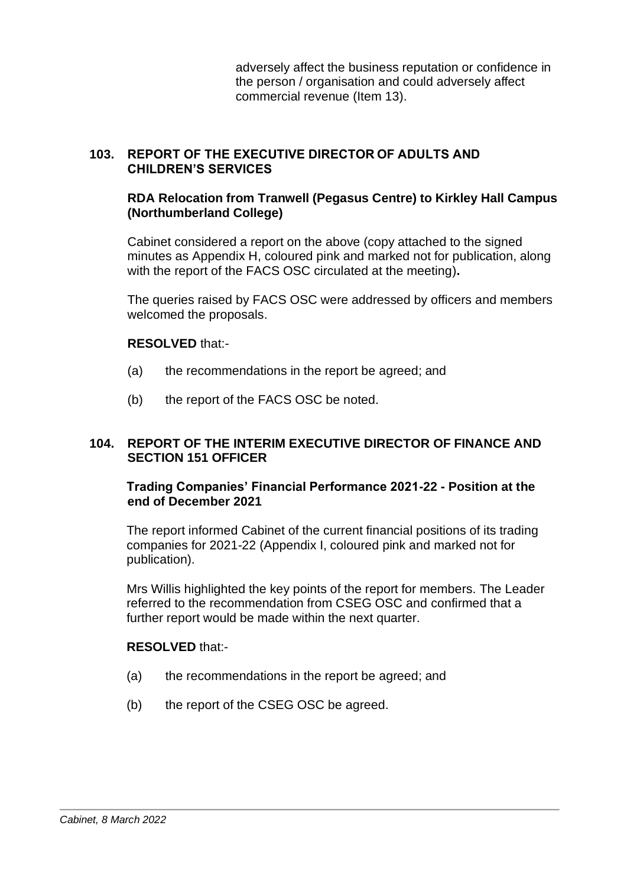adversely affect the business reputation or confidence in the person / organisation and could adversely affect commercial revenue (Item 13).

## 103. REPORT OF THE EXECUTIVE DIRECTOR OF ADULTS AND CHILDREN'S SERVICES

### RDA Relocation from Tranwell (Pegasus Centre) to Kirkley Hall Campus (Northumberland College)

Cabinet considered a report on the above (copy attached to the signed minutes as Appendix H, coloured pink and marked not for publication, along with the report of the FACS OSC circulated at the meeting)**.**

The queries raised by FACS OSC were addressed by officers and members welcomed the proposals.

**RESOLVED** that:-

(a) the recommendations in the report be agreed; and

(b) the report of the FACS OSC be noted.

## 104. REPORT OF THE INTERIM EXECUTIVE DIRECTOR OF FINANCE AND SECTION 151 OFFICER

### Trading Companies' Financial Performance 2021-22 - Position at the end of December 2021

The report informed Cabinet of the current financial positions of its trading companies for 2021-22 (Appendix I, coloured pink and marked not for publication).

Mrs Willis highlighted the key points of the report for members. The Leader referred to the recommendation from CSEG OSC and confirmed that a further report would be made within the next quarter.

**RESOLVED** that:-

(a) the recommendations in the report be agreed; and

(b) the report of the CSEG OSC be agreed.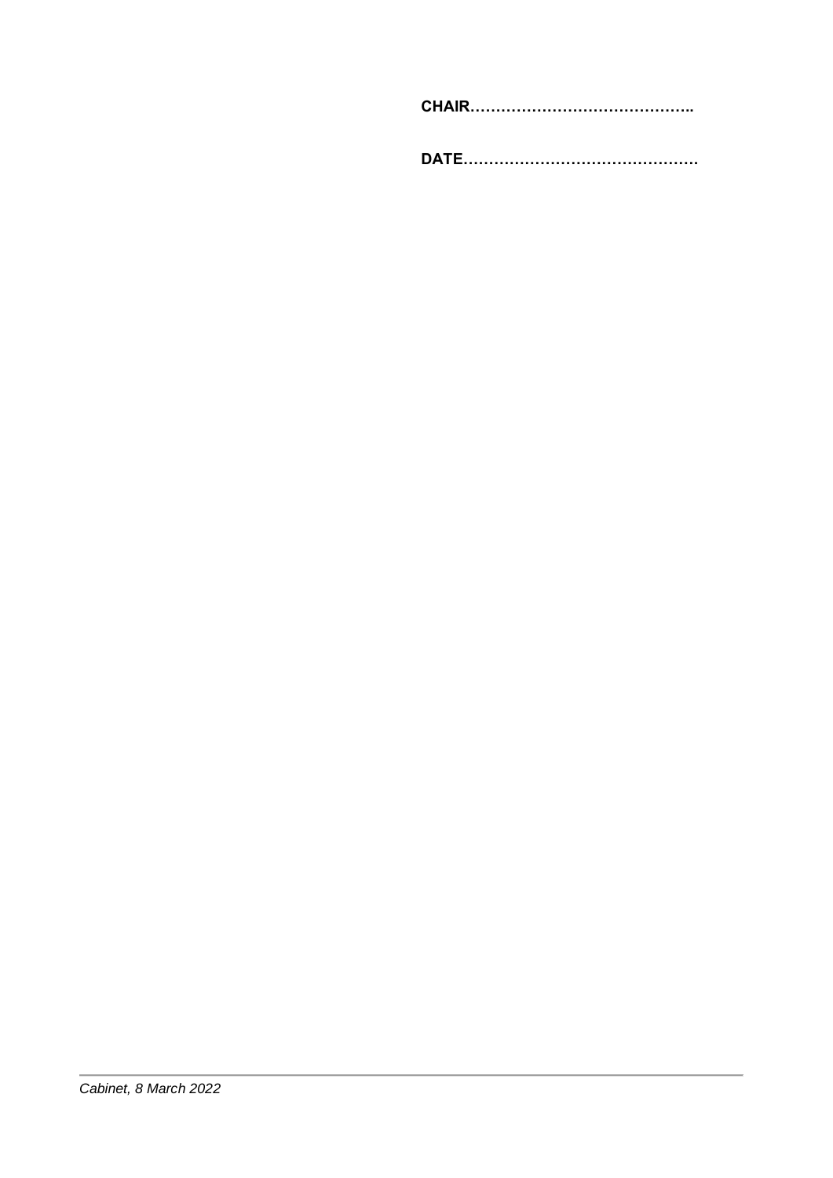**CHAIR……………………………………..**

**DATE………………………………………**